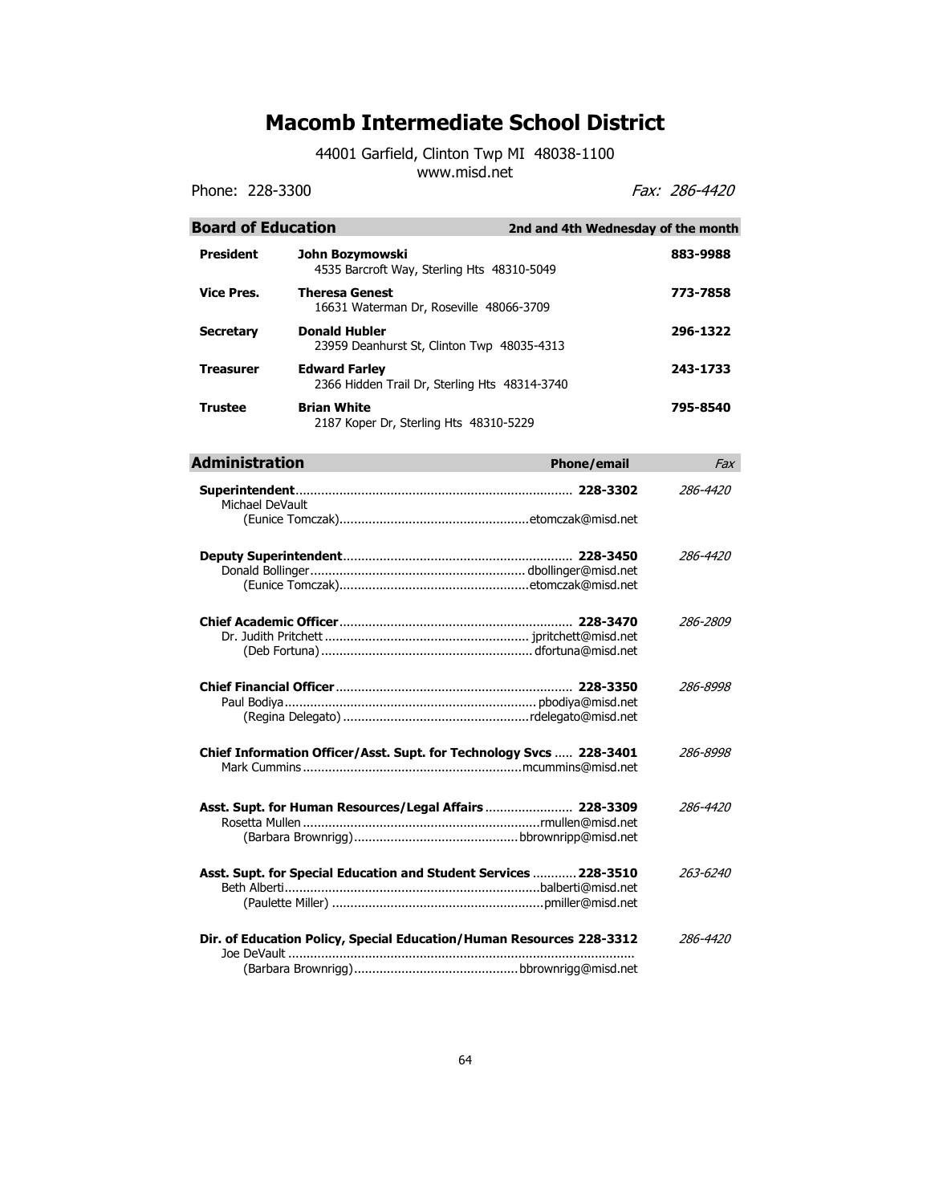# Macomb Intermediate School District

44001 Garfield, Clinton Twp MI 48038-1100
www.misd.net

Phone: 228-3300 *Fax: 286-4420*

## Board of Education

**2nd and 4th Wednesday of the month**

| | | |
|---|---|---|
| **President** | **John Bozymowski**<br>4535 Barcroft Way, Sterling Hts 48310-5049 | **883-9988** |
| **Vice Pres.** | **Theresa Genest**<br>16631 Waterman Dr, Roseville 48066-3709 | **773-7858** |
| **Secretary** | **Donald Hubler**<br>23959 Deanhurst St, Clinton Twp 48035-4313 | **296-1322** |
| **Treasurer** | **Edward Farley**<br>2366 Hidden Trail Dr, Sterling Hts 48314-3740 | **243-1733** |
| **Trustee** | **Brian White**<br>2187 Koper Dr, Sterling Hts 48310-5229 | **795-8540** |

## Administration

| | Phone/email | *Fax* |
|---|---|---|
| **Superintendent**<br>Michael DeVault<br>(Eunice Tomczak) | **228-3302**<br><br>etomczak@misd.net | *286-4420* |
| **Deputy Superintendent**<br>Donald Bollinger<br>(Eunice Tomczak) | **228-3450**<br>dbollinger@misd.net<br>etomczak@misd.net | *286-4420* |
| **Chief Academic Officer**<br>Dr. Judith Pritchett<br>(Deb Fortuna) | **228-3470**<br>jpritchett@misd.net<br>dfortuna@misd.net | *286-2809* |
| **Chief Financial Officer**<br>Paul Bodiya<br>(Regina Delegato) | **228-3350**<br>pbodiya@misd.net<br>rdelegato@misd.net | *286-8998* |
| **Chief Information Officer/Asst. Supt. for Technology Svcs**<br>Mark Cummins | **228-3401**<br>mcummins@misd.net | *286-8998* |
| **Asst. Supt. for Human Resources/Legal Affairs**<br>Rosetta Mullen<br>(Barbara Brownrigg) | **228-3309**<br>rmullen@misd.net<br>bbrownripp@misd.net | *286-4420* |
| **Asst. Supt. for Special Education and Student Services**<br>Beth Alberti<br>(Paulette Miller) | **228-3510**<br>balberti@misd.net<br>pmiller@misd.net | *263-6240* |
| **Dir. of Education Policy, Special Education/Human Resources**<br>Joe DeVault<br>(Barbara Brownrigg) | **228-3312**<br><br>bbrownrigg@misd.net | *286-4420* |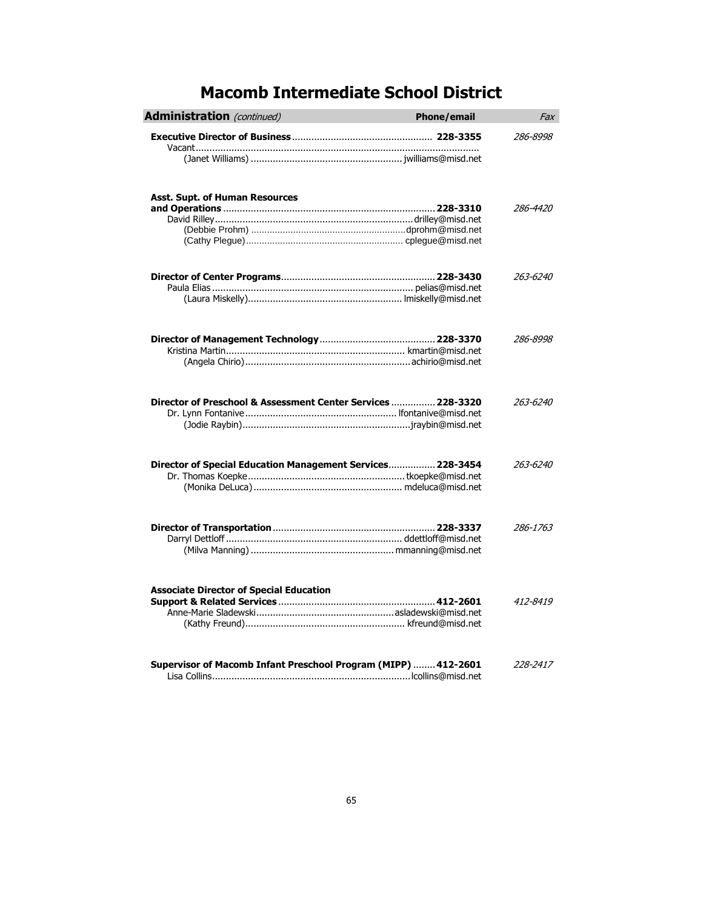# Macomb Intermediate School District

| **Administration** *(continued)* | **Phone/email** | *Fax* |
|---|---|---|
| **Executive Director of Business** | **228-3355** | *286-8998* |
| Vacant | | |
| (Janet Williams) | jwilliams@misd.net | |
| **Asst. Supt. of Human Resources and Operations** | **228-3310** | *286-4420* |
| David Rilley | drilley@misd.net | |
| (Debbie Prohm) | dprohm@misd.net | |
| (Cathy Plegue) | cplegue@misd.net | |
| **Director of Center Programs** | **228-3430** | *263-6240* |
| Paula Elias | pelias@misd.net | |
| (Laura Miskelly) | lmiskelly@misd.net | |
| **Director of Management Technology** | **228-3370** | *286-8998* |
| Kristina Martin | kmartin@misd.net | |
| (Angela Chirio) | achirio@misd.net | |
| **Director of Preschool & Assessment Center Services** | **228-3320** | *263-6240* |
| Dr. Lynn Fontanive | lfontanive@misd.net | |
| (Jodie Raybin) | jraybin@misd.net | |
| **Director of Special Education Management Services** | **228-3454** | *263-6240* |
| Dr. Thomas Koepke | tkoepke@misd.net | |
| (Monika DeLuca) | mdeluca@misd.net | |
| **Director of Transportation** | **228-3337** | *286-1763* |
| Darryl Dettloff | ddettloff@misd.net | |
| (Milva Manning) | mmanning@misd.net | |
| **Associate Director of Special Education Support & Related Services** | **412-2601** | *412-8419* |
| Anne-Marie Sladewski | asladewski@misd.net | |
| (Kathy Freund) | kfreund@misd.net | |
| **Supervisor of Macomb Infant Preschool Program (MIPP)** | **412-2601** | *228-2417* |
| Lisa Collins | lcollins@misd.net | |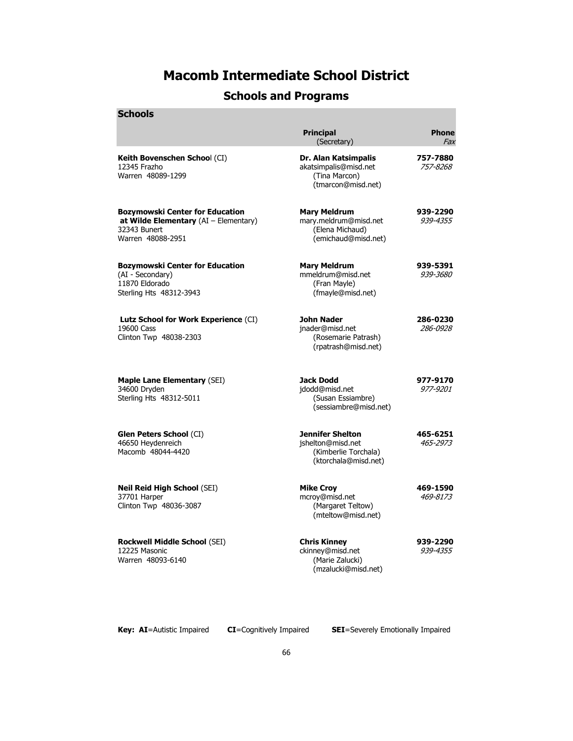# Macomb Intermediate School District

## Schools and Programs

### Schools

| | **Principal** (Secretary) | **Phone** *Fax* |
|---|---|---|
| **Keith Bovenschen School** (CI)<br>12345 Frazho<br>Warren 48089-1299 | **Dr. Alan Katsimpalis**<br>akatsimpalis@misd.net<br>(Tina Marcon)<br>(tmarcon@misd.net) | **757-7880**<br>*757-8268* |
| **Bozymowski Center for Education at Wilde Elementary** (AI – Elementary)<br>32343 Bunert<br>Warren 48088-2951 | **Mary Meldrum**<br>mary.meldrum@misd.net<br>(Elena Michaud)<br>(emichaud@misd.net) | **939-2290**<br>*939-4355* |
| **Bozymowski Center for Education**<br>(AI - Secondary)<br>11870 Eldorado<br>Sterling Hts 48312-3943 | **Mary Meldrum**<br>mmeldrum@misd.net<br>(Fran Mayle)<br>(fmayle@misd.net) | **939-5391**<br>*939-3680* |
| **Lutz School for Work Experience** (CI)<br>19600 Cass<br>Clinton Twp 48038-2303 | **John Nader**<br>jnader@misd.net<br>(Rosemarie Patrash)<br>(rpatrash@misd.net) | **286-0230**<br>*286-0928* |
| **Maple Lane Elementary** (SEI)<br>34600 Dryden<br>Sterling Hts 48312-5011 | **Jack Dodd**<br>jdodd@misd.net<br>(Susan Essiambre)<br>(sessiambre@misd.net) | **977-9170**<br>*977-9201* |
| **Glen Peters School** (CI)<br>46650 Heydenreich<br>Macomb 48044-4420 | **Jennifer Shelton**<br>jshelton@misd.net<br>(Kimberlie Torchala)<br>(ktorchala@misd.net) | **465-6251**<br>*465-2973* |
| **Neil Reid High School** (SEI)<br>37701 Harper<br>Clinton Twp 48036-3087 | **Mike Croy**<br>mcroy@misd.net<br>(Margaret Teltow)<br>(mteltow@misd.net) | **469-1590**<br>*469-8173* |
| **Rockwell Middle School** (SEI)<br>12225 Masonic<br>Warren 48093-6140 | **Chris Kinney**<br>ckinney@misd.net<br>(Marie Zalucki)<br>(mzalucki@misd.net) | **939-2290**<br>*939-4355* |

**Key: AI**=Autistic Impaired **CI**=Cognitively Impaired **SEI**=Severely Emotionally Impaired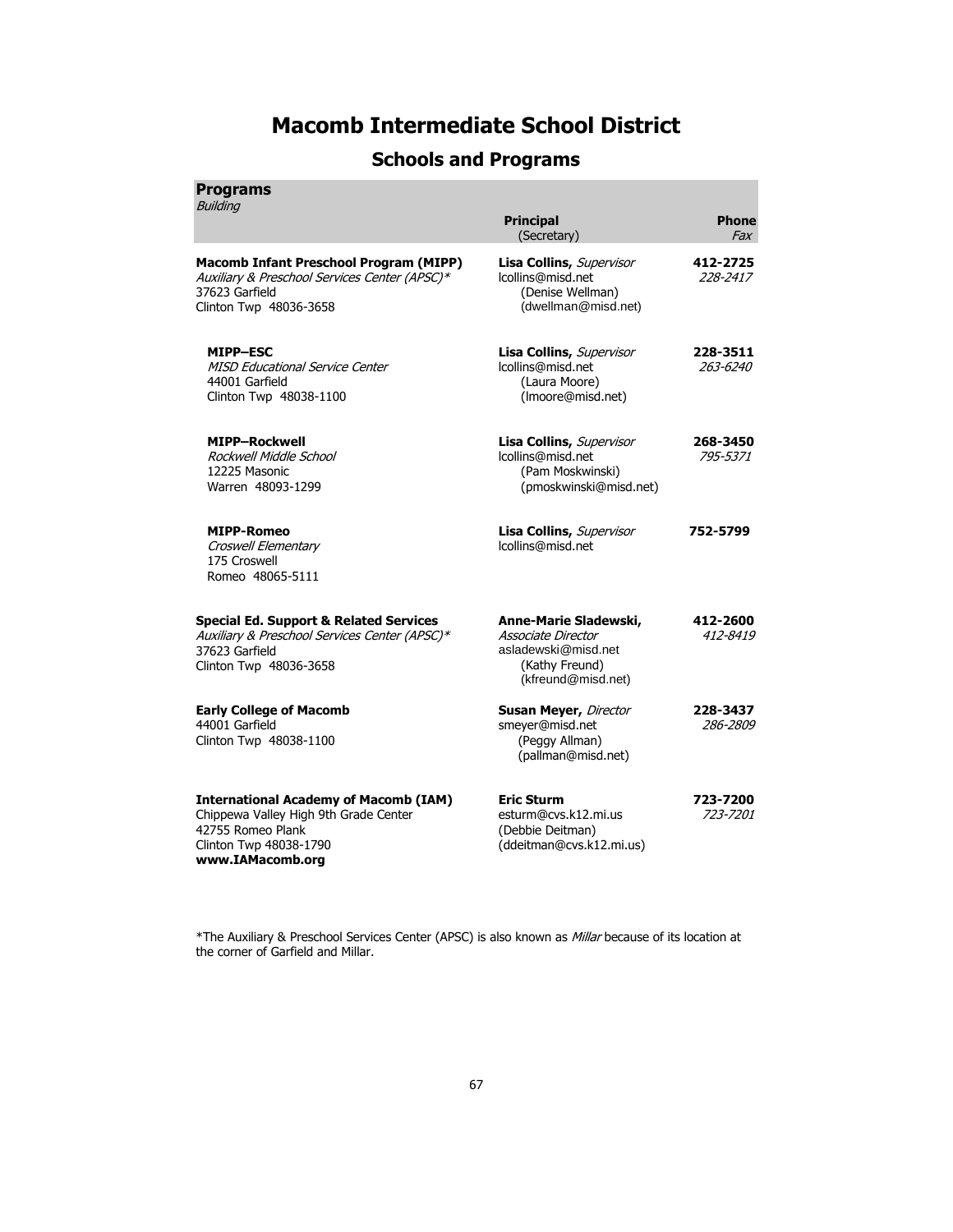# Macomb Intermediate School District

## Schools and Programs

| **Programs**<br>*Building* | **Principal**<br>(Secretary) | **Phone**<br>*Fax* |
|---|---|---|
| **Macomb Infant Preschool Program (MIPP)**<br>*Auxiliary & Preschool Services Center (APSC)**<br>37623 Garfield<br>Clinton Twp 48036-3658 | **Lisa Collins,** *Supervisor*<br>lcollins@misd.net<br>(Denise Wellman)<br>(dwellman@misd.net) | **412-2725**<br>*228-2417* |
| **MIPP–ESC**<br>*MISD Educational Service Center*<br>44001 Garfield<br>Clinton Twp 48038-1100 | **Lisa Collins,** *Supervisor*<br>lcollins@misd.net<br>(Laura Moore)<br>(lmoore@misd.net) | **228-3511**<br>*263-6240* |
| **MIPP–Rockwell**<br>*Rockwell Middle School*<br>12225 Masonic<br>Warren 48093-1299 | **Lisa Collins,** *Supervisor*<br>lcollins@misd.net<br>(Pam Moskwinski)<br>(pmoskwinski@misd.net) | **268-3450**<br>*795-5371* |
| **MIPP-Romeo**<br>*Croswell Elementary*<br>175 Croswell<br>Romeo 48065-5111 | **Lisa Collins,** *Supervisor*<br>lcollins@misd.net | **752-5799** |
| **Special Ed. Support & Related Services**<br>*Auxiliary & Preschool Services Center (APSC)**<br>37623 Garfield<br>Clinton Twp 48036-3658 | **Anne-Marie Sladewski,**<br>*Associate Director*<br>asladewski@misd.net<br>(Kathy Freund)<br>(kfreund@misd.net) | **412-2600**<br>*412-8419* |
| **Early College of Macomb**<br>44001 Garfield<br>Clinton Twp 48038-1100 | **Susan Meyer,** *Director*<br>smeyer@misd.net<br>(Peggy Allman)<br>(pallman@misd.net) | **228-3437**<br>*286-2809* |
| **International Academy of Macomb (IAM)**<br>Chippewa Valley High 9th Grade Center<br>42755 Romeo Plank<br>Clinton Twp 48038-1790<br>**www.IAMacomb.org** | **Eric Sturm**<br>esturm@cvs.k12.mi.us<br>(Debbie Deitman)<br>(ddeitman@cvs.k12.mi.us) | **723-7200**<br>*723-7201* |

*The Auxiliary & Preschool Services Center (APSC) is also known as *Millar* because of its location at the corner of Garfield and Millar.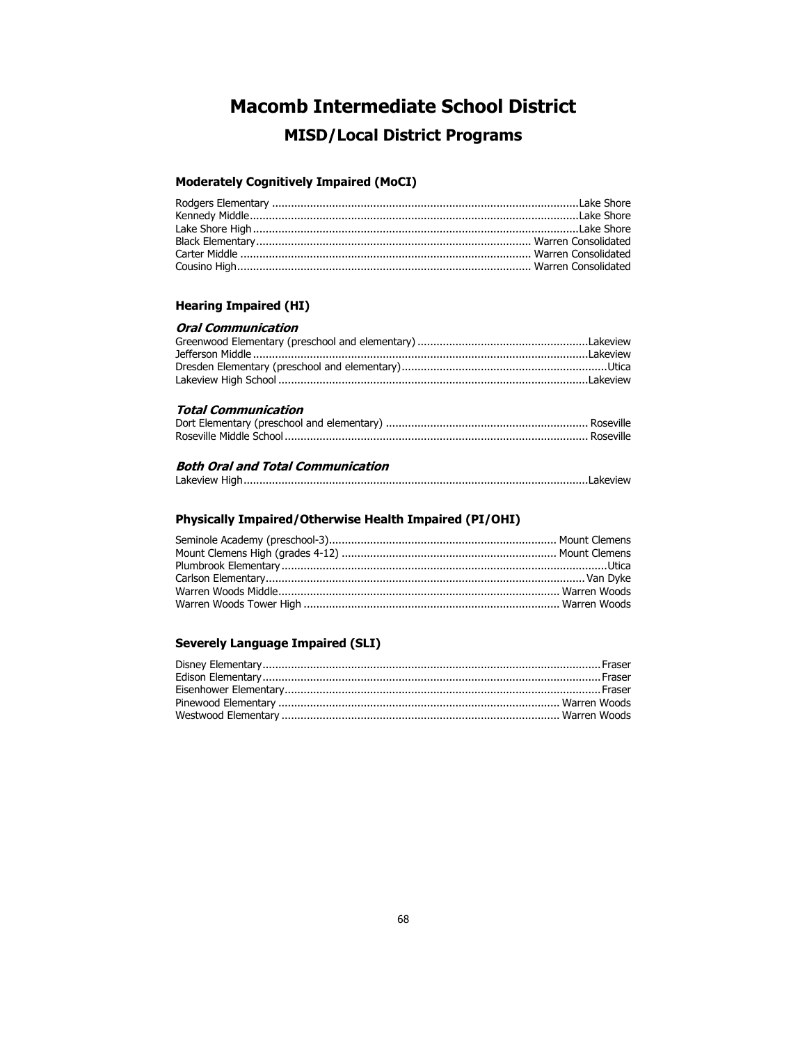# Macomb Intermediate School District

## MISD/Local District Programs

### Moderately Cognitively Impaired (MoCI)

Rodgers Elementary ............................................................................................Lake Shore
Kennedy Middle....................................................................................................Lake Shore
Lake Shore High ..................................................................................................Lake Shore
Black Elementary................................................................................. Warren Consolidated
Carter Middle ...................................................................................... Warren Consolidated
Cousino High....................................................................................... Warren Consolidated

### Hearing Impaired (HI)

#### *Oral Communication*

Greenwood Elementary (preschool and elementary) .....................................................Lakeview
Jefferson Middle ......................................................................................................Lakeview
Dresden Elementary (preschool and elementary)................................................................Utica
Lakeview High School .............................................................................................Lakeview

#### *Total Communication*

Dort Elementary (preschool and elementary) ............................................................... Roseville
Roseville Middle School .............................................................................................. Roseville

#### *Both Oral and Total Communication*

Lakeview High..........................................................................................................Lakeview

### Physically Impaired/Otherwise Health Impaired (PI/OHI)

Seminole Academy (preschool-3)...................................................................... Mount Clemens
Mount Clemens High (grades 4-12) .................................................................. Mount Clemens
Plumbrook Elementary .....................................................................................................Utica
Carlson Elementary.................................................................................................... Van Dyke
Warren Woods Middle........................................................................................ Warren Woods
Warren Woods Tower High ............................................................................... Warren Woods

### Severely Language Impaired (SLI)

Disney Elementary..........................................................................................................Fraser
Edison Elementary..........................................................................................................Fraser
Eisenhower Elementary...................................................................................................Fraser
Pinewood Elementary ........................................................................................ Warren Woods
Westwood Elementary ....................................................................................... Warren Woods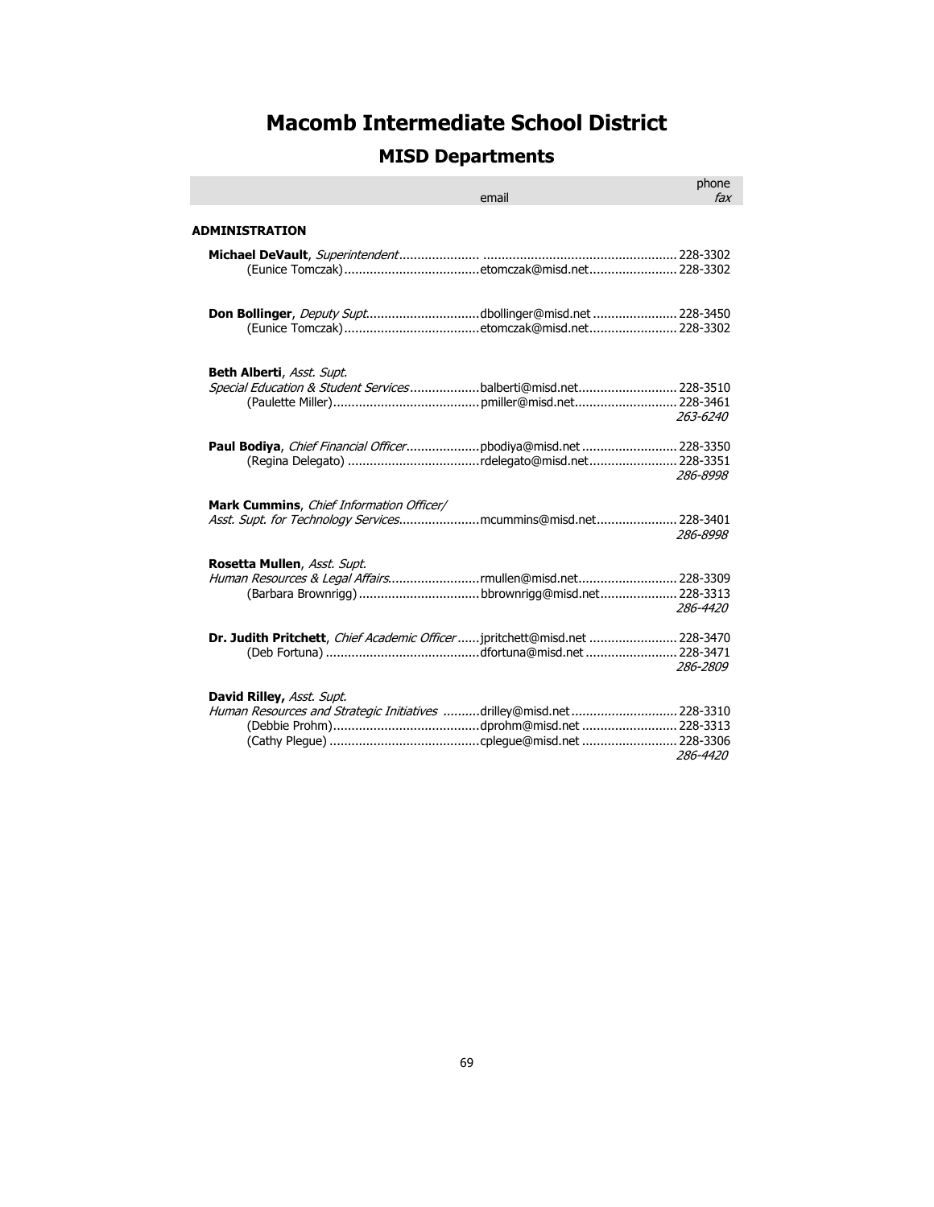# Macomb Intermediate School District

## MISD Departments

| | email | phone / *fax* |
|---|---|---|
| **ADMINISTRATION** | | |
| **Michael DeVault**, *Superintendent* | | 228-3302 |
| (Eunice Tomczak) | etomczak@misd.net | 228-3302 |
| **Don Bollinger**, *Deputy Supt.* | dbollinger@misd.net | 228-3450 |
| (Eunice Tomczak) | etomczak@misd.net | 228-3302 |
| **Beth Alberti**, *Asst. Supt.* *Special Education & Student Services* | balberti@misd.net | 228-3510 |
| (Paulette Miller) | pmiller@misd.net | 228-3461 |
| | | *263-6240* |
| **Paul Bodiya**, *Chief Financial Officer* | pbodiya@misd.net | 228-3350 |
| (Regina Delegato) | rdelegato@misd.net | 228-3351 |
| | | *286-8998* |
| **Mark Cummins**, *Chief Information Officer/ Asst. Supt. for Technology Services* | mcummins@misd.net | 228-3401 |
| | | *286-8998* |
| **Rosetta Mullen**, *Asst. Supt.* *Human Resources & Legal Affairs* | rmullen@misd.net | 228-3309 |
| (Barbara Brownrigg) | bbrownrigg@misd.net | 228-3313 |
| | | *286-4420* |
| **Dr. Judith Pritchett**, *Chief Academic Officer* | jpritchett@misd.net | 228-3470 |
| (Deb Fortuna) | dfortuna@misd.net | 228-3471 |
| | | *286-2809* |
| **David Rilley,** *Asst. Supt.* *Human Resources and Strategic Initiatives* | drilley@misd.net | 228-3310 |
| (Debbie Prohm) | dprohm@misd.net | 228-3313 |
| (Cathy Plegue) | cplegue@misd.net | 228-3306 |
| | | *286-4420* |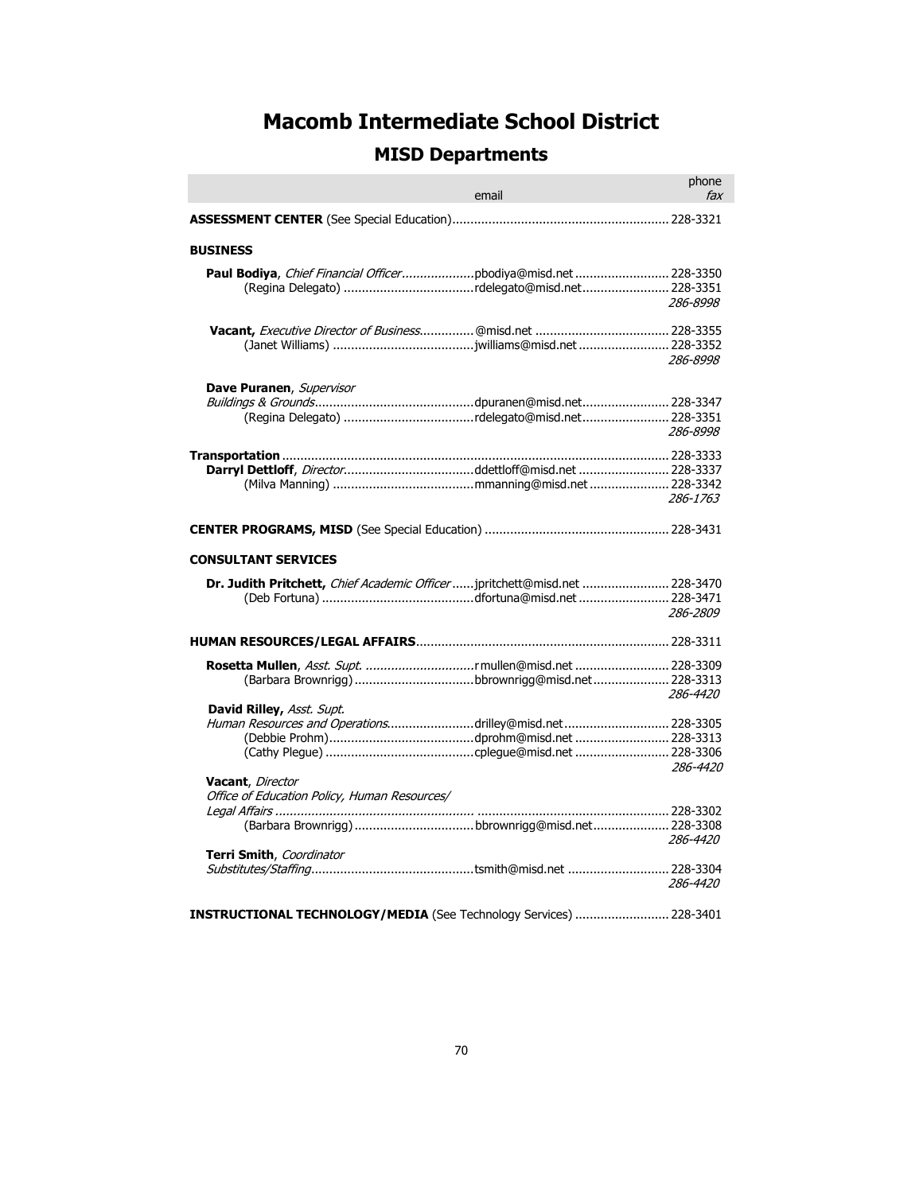# Macomb Intermediate School District

## MISD Departments

| | email | phone *fax* |
|---|---|---|
| **ASSESSMENT CENTER** (See Special Education) | | 228-3321 |
| **BUSINESS** | | |
| **Paul Bodiya**, *Chief Financial Officer* | pbodiya@misd.net | 228-3350 |
| (Regina Delegato) | rdelegato@misd.net | 228-3351 |
| | | *286-8998* |
| **Vacant,** *Executive Director of Business* | @misd.net | 228-3355 |
| (Janet Williams) | jwilliams@misd.net | 228-3352 |
| | | *286-8998* |
| **Dave Puranen**, *Supervisor* | | |
| *Buildings & Grounds* | dpuranen@misd.net | 228-3347 |
| (Regina Delegato) | rdelegato@misd.net | 228-3351 |
| | | *286-8998* |
| **Transportation** | | 228-3333 |
| **Darryl Dettloff**, *Director* | ddettloff@misd.net | 228-3337 |
| (Milva Manning) | mmanning@misd.net | 228-3342 |
| | | *286-1763* |
| **CENTER PROGRAMS, MISD** (See Special Education) | | 228-3431 |
| **CONSULTANT SERVICES** | | |
| **Dr. Judith Pritchett,** *Chief Academic Officer* | jpritchett@misd.net | 228-3470 |
| (Deb Fortuna) | dfortuna@misd.net | 228-3471 |
| | | *286-2809* |
| **HUMAN RESOURCES/LEGAL AFFAIRS** | | 228-3311 |
| **Rosetta Mullen**, *Asst. Supt.* | rmullen@misd.net | 228-3309 |
| (Barbara Brownrigg) | bbrownrigg@misd.net | 228-3313 |
| | | *286-4420* |
| **David Rilley,** *Asst. Supt.* | | |
| *Human Resources and Operations* | drilley@misd.net | 228-3305 |
| (Debbie Prohm) | dprohm@misd.net | 228-3313 |
| (Cathy Plegue) | cplegue@misd.net | 228-3306 |
| | | *286-4420* |
| **Vacant**, *Director* | | |
| *Office of Education Policy, Human Resources/* | | |
| *Legal Affairs* | | 228-3302 |
| (Barbara Brownrigg) | bbrownrigg@misd.net | 228-3308 |
| | | *286-4420* |
| **Terri Smith**, *Coordinator* | | |
| *Substitutes/Staffing* | tsmith@misd.net | 228-3304 |
| | | *286-4420* |
| **INSTRUCTIONAL TECHNOLOGY/MEDIA** (See Technology Services) | | 228-3401 |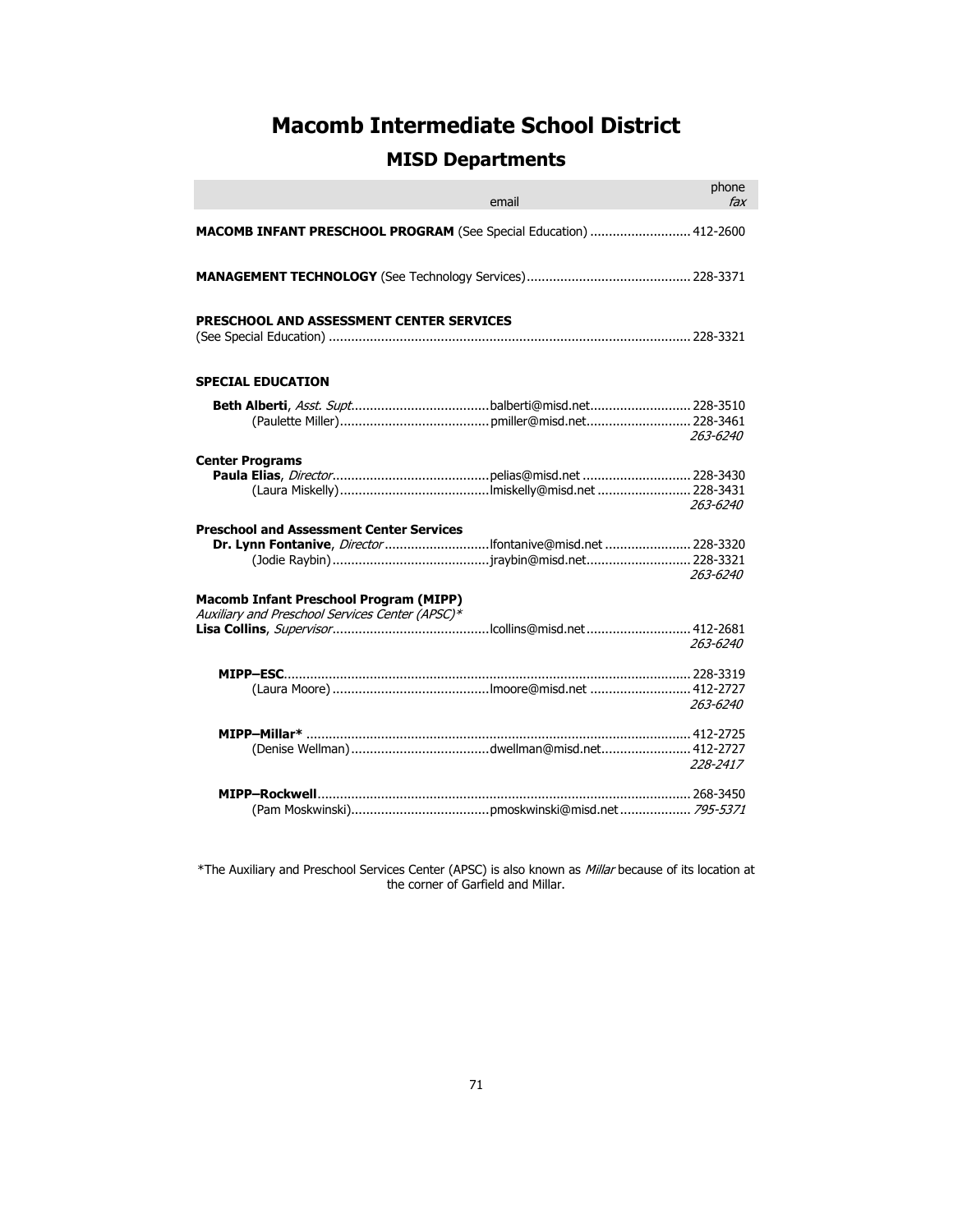# Macomb Intermediate School District

## MISD Departments

| | email | phone / *fax* |
|---|---|---|
| **MACOMB INFANT PRESCHOOL PROGRAM** (See Special Education) | | 412-2600 |
| **MANAGEMENT TECHNOLOGY** (See Technology Services) | | 228-3371 |
| **PRESCHOOL AND ASSESSMENT CENTER SERVICES** (See Special Education) | | 228-3321 |
| **SPECIAL EDUCATION** | | |
| **Beth Alberti**, *Asst. Supt.* | balberti@misd.net | 228-3510 |
| (Paulette Miller) | pmiller@misd.net | 228-3461 |
| | | *263-6240* |
| **Center Programs** | | |
| **Paula Elias**, *Director* | pelias@misd.net | 228-3430 |
| (Laura Miskelly) | lmiskelly@misd.net | 228-3431 |
| | | *263-6240* |
| **Preschool and Assessment Center Services** | | |
| **Dr. Lynn Fontanive**, *Director* | lfontanive@misd.net | 228-3320 |
| (Jodie Raybin) | jraybin@misd.net | 228-3321 |
| | | *263-6240* |
| **Macomb Infant Preschool Program (MIPP)** *Auxiliary and Preschool Services Center (APSC)** | | |
| **Lisa Collins**, *Supervisor* | lcollins@misd.net | 412-2681 |
| | | *263-6240* |
| **MIPP–ESC** | | 228-3319 |
| (Laura Moore) | lmoore@misd.net | 412-2727 |
| | | *263-6240* |
| **MIPP–Millar*** | | 412-2725 |
| (Denise Wellman) | dwellman@misd.net | 412-2727 |
| | | *228-2417* |
| **MIPP–Rockwell** | | 268-3450 |
| (Pam Moskwinski) | pmoskwinski@misd.net | *795-5371* |

*The Auxiliary and Preschool Services Center (APSC) is also known as *Millar* because of its location at the corner of Garfield and Millar.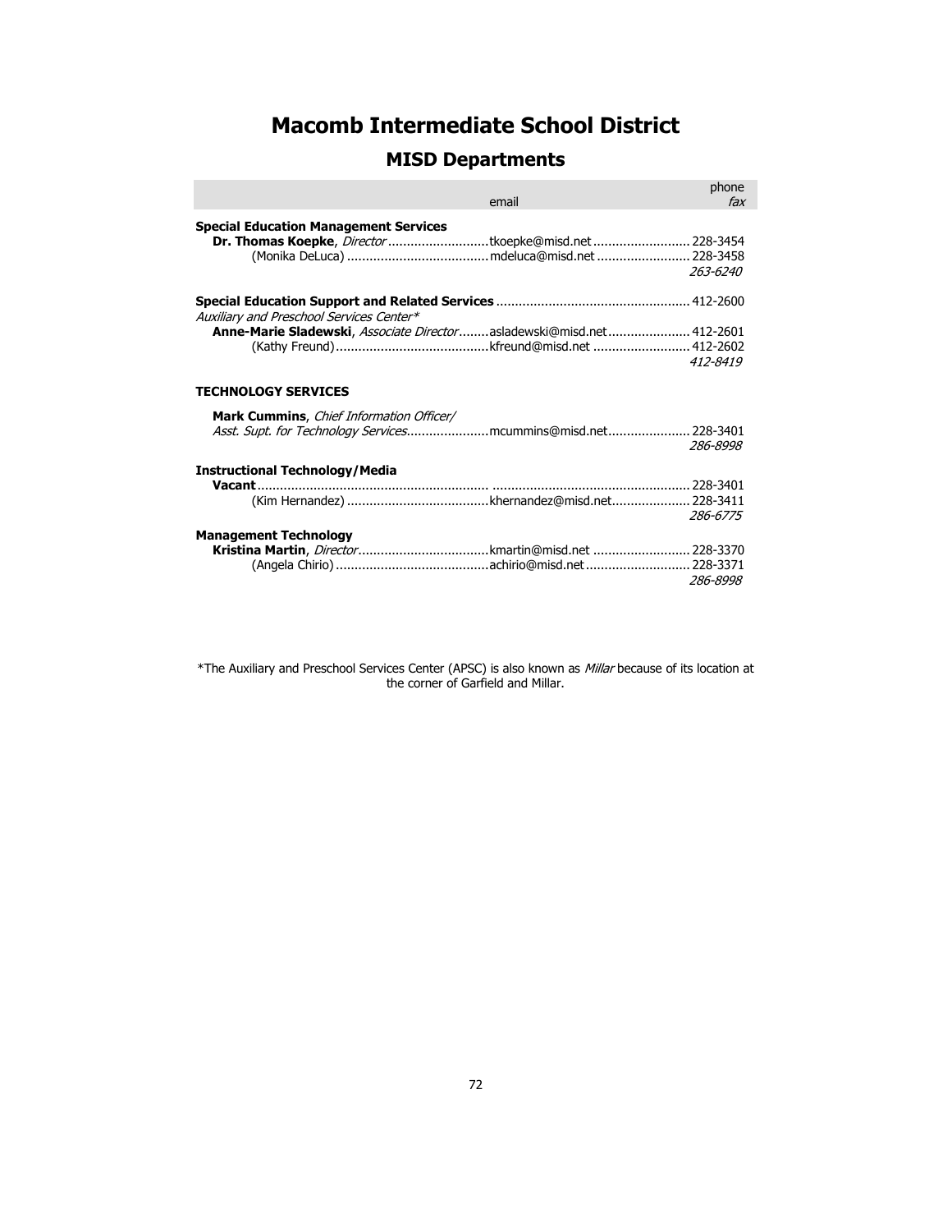# Macomb Intermediate School District

## MISD Departments

| | email | phone / *fax* |
|---|---|---|
| **Special Education Management Services** | | |
| **Dr. Thomas Koepke**, *Director* | tkoepke@misd.net | 228-3454 |
| (Monika DeLuca) | mdeluca@misd.net | 228-3458 |
| | | *263-6240* |
| **Special Education Support and Related Services** | | 412-2600 |
| *Auxiliary and Preschool Services Center** | | |
| **Anne-Marie Sladewski**, *Associate Director* | asladewski@misd.net | 412-2601 |
| (Kathy Freund) | kfreund@misd.net | 412-2602 |
| | | *412-8419* |
| **TECHNOLOGY SERVICES** | | |
| **Mark Cummins**, *Chief Information Officer/ Asst. Supt. for Technology Services* | mcummins@misd.net | 228-3401 |
| | | *286-8998* |
| **Instructional Technology/Media** | | |
| **Vacant** | | 228-3401 |
| (Kim Hernandez) | khernandez@misd.net | 228-3411 |
| | | *286-6775* |
| **Management Technology** | | |
| **Kristina Martin**, *Director* | kmartin@misd.net | 228-3370 |
| (Angela Chirio) | achirio@misd.net | 228-3371 |
| | | *286-8998* |

*The Auxiliary and Preschool Services Center (APSC) is also known as *Millar* because of its location at the corner of Garfield and Millar.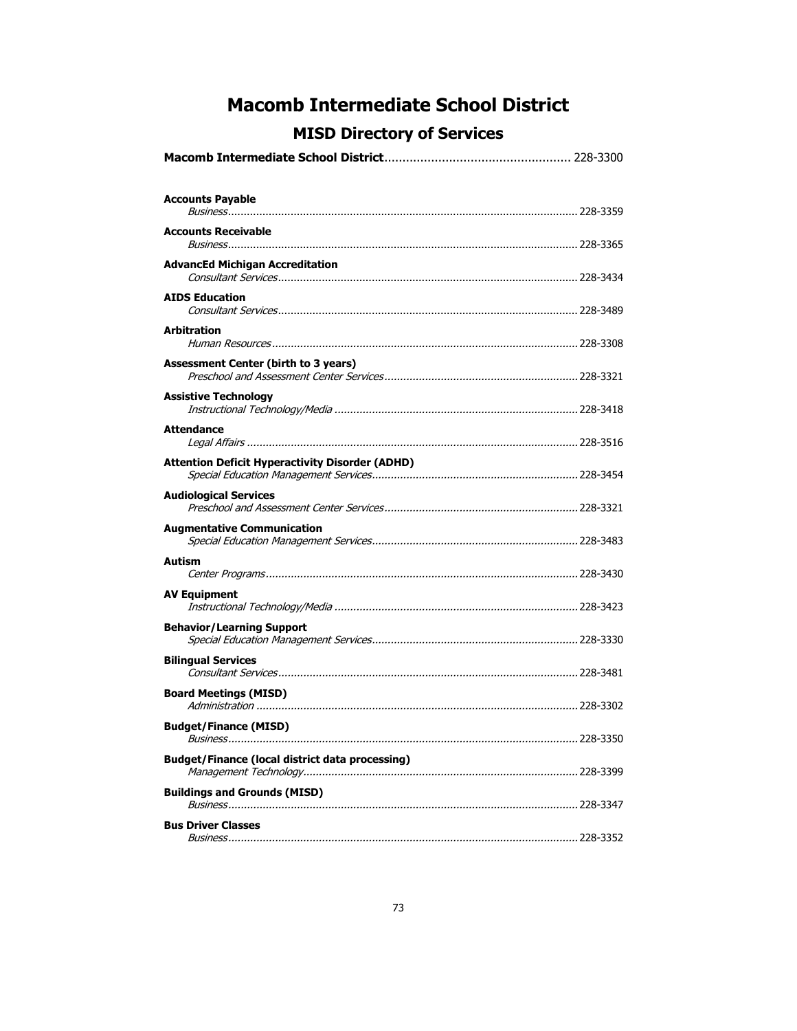# Macomb Intermediate School District

## MISD Directory of Services

**Macomb Intermediate School District**.................................................... 228-3300

**Accounts Payable**
*Business*............................................................................................... 228-3359

**Accounts Receivable**
*Business*............................................................................................... 228-3365

**AdvancEd Michigan Accreditation**
*Consultant Services*............................................................................... 228-3434

**AIDS Education**
*Consultant Services*............................................................................... 228-3489

**Arbitration**
*Human Resources*.................................................................................. 228-3308

**Assessment Center (birth to 3 years)**
*Preschool and Assessment Center Services*............................................. 228-3321

**Assistive Technology**
*Instructional Technology/Media* ............................................................. 228-3418

**Attendance**
*Legal Affairs* ......................................................................................... 228-3516

**Attention Deficit Hyperactivity Disorder (ADHD)**
*Special Education Management Services*................................................. 228-3454

**Audiological Services**
*Preschool and Assessment Center Services*............................................. 228-3321

**Augmentative Communication**
*Special Education Management Services*................................................. 228-3483

**Autism**
*Center Programs*.................................................................................... 228-3430

**AV Equipment**
*Instructional Technology/Media* ............................................................. 228-3423

**Behavior/Learning Support**
*Special Education Management Services*................................................. 228-3330

**Bilingual Services**
*Consultant Services*............................................................................... 228-3481

**Board Meetings (MISD)**
*Administration* ...................................................................................... 228-3302

**Budget/Finance (MISD)**
*Business*............................................................................................... 228-3350

**Budget/Finance (local district data processing)**
*Management Technology*....................................................................... 228-3399

**Buildings and Grounds (MISD)**
*Business*............................................................................................... 228-3347

**Bus Driver Classes**
*Business*............................................................................................... 228-3352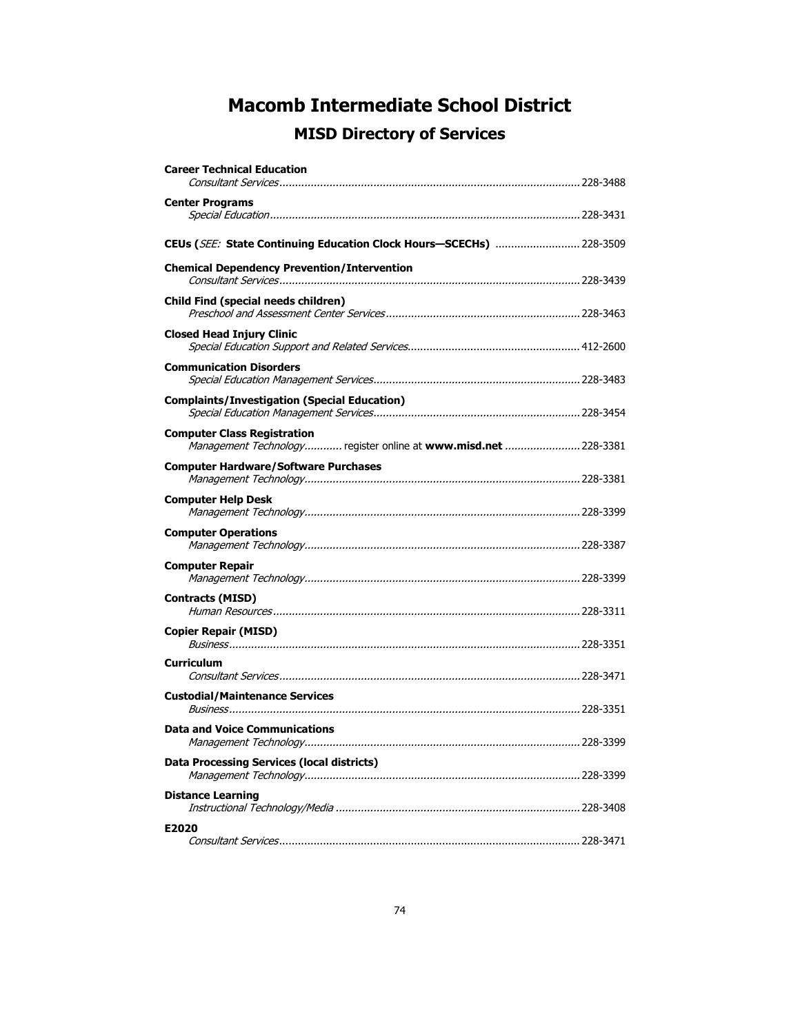# Macomb Intermediate School District

## MISD Directory of Services

**Career Technical Education**
*Consultant Services* ............ 228-3488

**Center Programs**
*Special Education* ............ 228-3431

**CEUs (*SEE:* State Continuing Education Clock Hours—SCECHs)** ............ 228-3509

**Chemical Dependency Prevention/Intervention**
*Consultant Services* ............ 228-3439

**Child Find (special needs children)**
*Preschool and Assessment Center Services* ............ 228-3463

**Closed Head Injury Clinic**
*Special Education Support and Related Services* ............ 412-2600

**Communication Disorders**
*Special Education Management Services* ............ 228-3483

**Complaints/Investigation (Special Education)**
*Special Education Management Services* ............ 228-3454

**Computer Class Registration**
*Management Technology* ............ register online at **www.misd.net** ............ 228-3381

**Computer Hardware/Software Purchases**
*Management Technology* ............ 228-3381

**Computer Help Desk**
*Management Technology* ............ 228-3399

**Computer Operations**
*Management Technology* ............ 228-3387

**Computer Repair**
*Management Technology* ............ 228-3399

**Contracts (MISD)**
*Human Resources* ............ 228-3311

**Copier Repair (MISD)**
*Business* ............ 228-3351

**Curriculum**
*Consultant Services* ............ 228-3471

**Custodial/Maintenance Services**
*Business* ............ 228-3351

**Data and Voice Communications**
*Management Technology* ............ 228-3399

**Data Processing Services (local districts)**
*Management Technology* ............ 228-3399

**Distance Learning**
*Instructional Technology/Media* ............ 228-3408

**E2020**
*Consultant Services* ............ 228-3471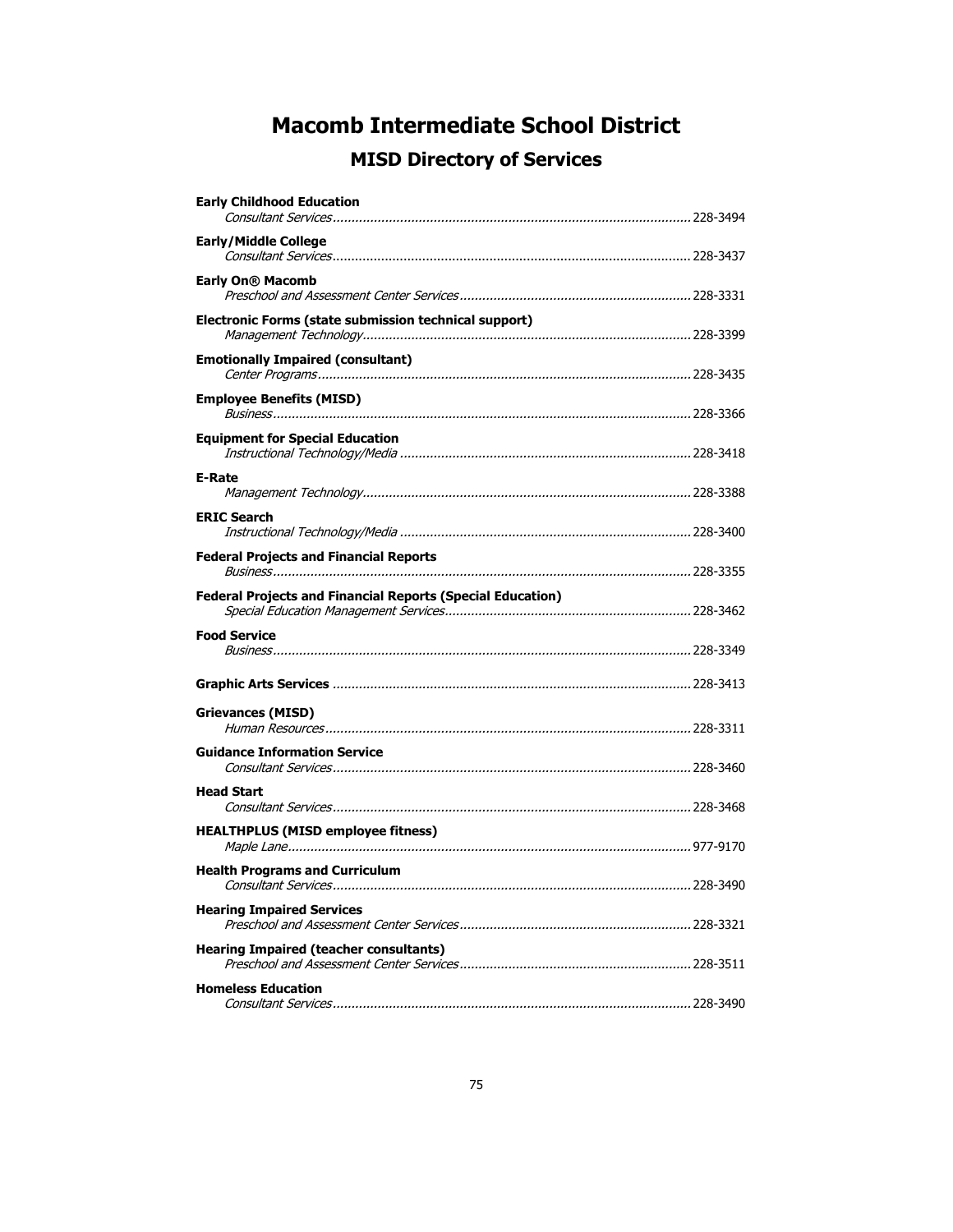# Macomb Intermediate School District

## MISD Directory of Services

**Early Childhood Education**
*Consultant Services* ........ 228-3494

**Early/Middle College**
*Consultant Services* ........ 228-3437

**Early On® Macomb**
*Preschool and Assessment Center Services* ........ 228-3331

**Electronic Forms (state submission technical support)**
*Management Technology* ........ 228-3399

**Emotionally Impaired (consultant)**
*Center Programs* ........ 228-3435

**Employee Benefits (MISD)**
*Business* ........ 228-3366

**Equipment for Special Education**
*Instructional Technology/Media* ........ 228-3418

**E-Rate**
*Management Technology* ........ 228-3388

**ERIC Search**
*Instructional Technology/Media* ........ 228-3400

**Federal Projects and Financial Reports**
*Business* ........ 228-3355

**Federal Projects and Financial Reports (Special Education)**
*Special Education Management Services* ........ 228-3462

**Food Service**
*Business* ........ 228-3349

**Graphic Arts Services** ........ 228-3413

**Grievances (MISD)**
*Human Resources* ........ 228-3311

**Guidance Information Service**
*Consultant Services* ........ 228-3460

**Head Start**
*Consultant Services* ........ 228-3468

**HEALTHPLUS (MISD employee fitness)**
*Maple Lane* ........ 977-9170

**Health Programs and Curriculum**
*Consultant Services* ........ 228-3490

**Hearing Impaired Services**
*Preschool and Assessment Center Services* ........ 228-3321

**Hearing Impaired (teacher consultants)**
*Preschool and Assessment Center Services* ........ 228-3511

**Homeless Education**
*Consultant Services* ........ 228-3490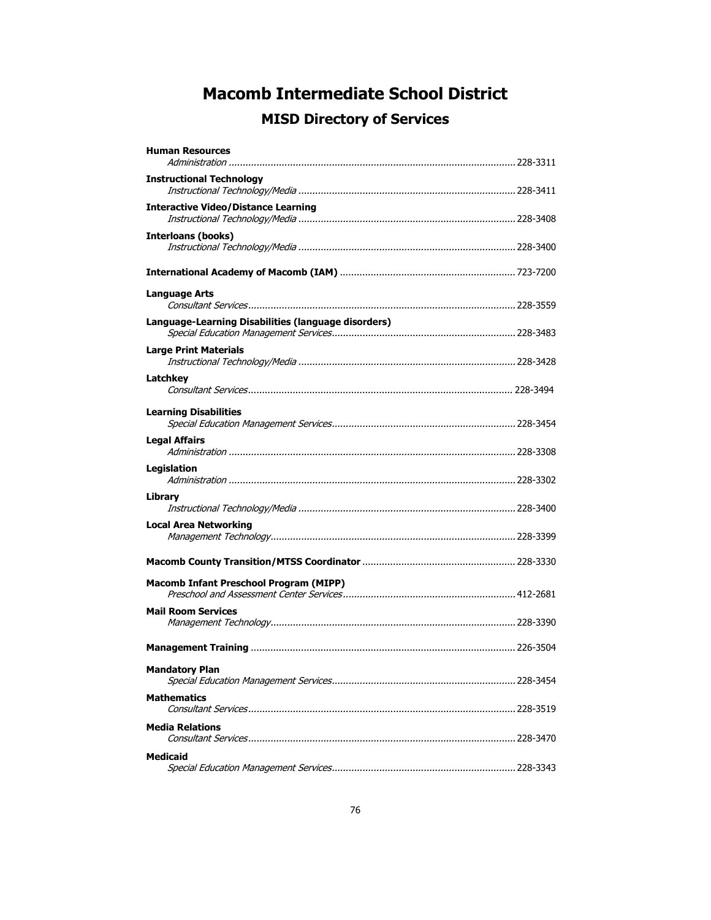# Macomb Intermediate School District

## MISD Directory of Services

**Human Resources**
*Administration* ............................................................ 228-3311

**Instructional Technology**
*Instructional Technology/Media* ............................................................ 228-3411

**Interactive Video/Distance Learning**
*Instructional Technology/Media* ............................................................ 228-3408

**Interloans (books)**
*Instructional Technology/Media* ............................................................ 228-3400

**International Academy of Macomb (IAM)** ............................................................ 723-7200

**Language Arts**
*Consultant Services* ............................................................ 228-3559

**Language-Learning Disabilities (language disorders)**
*Special Education Management Services* ............................................................ 228-3483

**Large Print Materials**
*Instructional Technology/Media* ............................................................ 228-3428

**Latchkey**
*Consultant Services* ............................................................ 228-3494

**Learning Disabilities**
*Special Education Management Services* ............................................................ 228-3454

**Legal Affairs**
*Administration* ............................................................ 228-3308

**Legislation**
*Administration* ............................................................ 228-3302

**Library**
*Instructional Technology/Media* ............................................................ 228-3400

**Local Area Networking**
*Management Technology* ............................................................ 228-3399

**Macomb County Transition/MTSS Coordinator** ............................................................ 228-3330

**Macomb Infant Preschool Program (MIPP)**
*Preschool and Assessment Center Services* ............................................................ 412-2681

**Mail Room Services**
*Management Technology* ............................................................ 228-3390

**Management Training** ............................................................ 226-3504

**Mandatory Plan**
*Special Education Management Services* ............................................................ 228-3454

**Mathematics**
*Consultant Services* ............................................................ 228-3519

**Media Relations**
*Consultant Services* ............................................................ 228-3470

**Medicaid**
*Special Education Management Services* ............................................................ 228-3343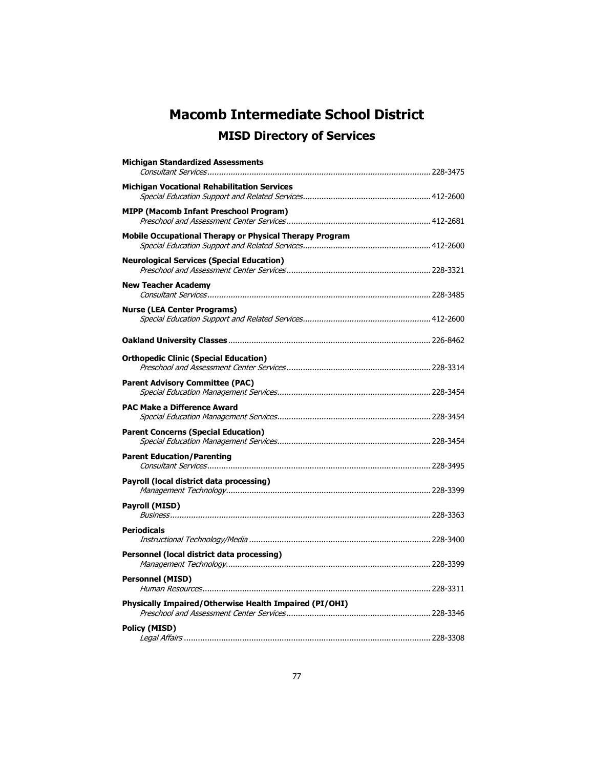# Macomb Intermediate School District

## MISD Directory of Services

**Michigan Standardized Assessments**
*Consultant Services*............................................................ 228-3475

**Michigan Vocational Rehabilitation Services**
*Special Education Support and Related Services*............................................................ 412-2600

**MIPP (Macomb Infant Preschool Program)**
*Preschool and Assessment Center Services*............................................................ 412-2681

**Mobile Occupational Therapy or Physical Therapy Program**
*Special Education Support and Related Services*............................................................ 412-2600

**Neurological Services (Special Education)**
*Preschool and Assessment Center Services*............................................................ 228-3321

**New Teacher Academy**
*Consultant Services*............................................................ 228-3485

**Nurse (LEA Center Programs)**
*Special Education Support and Related Services*............................................................ 412-2600

**Oakland University Classes**............................................................ 226-8462

**Orthopedic Clinic (Special Education)**
*Preschool and Assessment Center Services*............................................................ 228-3314

**Parent Advisory Committee (PAC)**
*Special Education Management Services*............................................................ 228-3454

**PAC Make a Difference Award**
*Special Education Management Services*............................................................ 228-3454

**Parent Concerns (Special Education)**
*Special Education Management Services*............................................................ 228-3454

**Parent Education/Parenting**
*Consultant Services*............................................................ 228-3495

**Payroll (local district data processing)**
*Management Technology*............................................................ 228-3399

**Payroll (MISD)**
*Business*............................................................ 228-3363

**Periodicals**
*Instructional Technology/Media*............................................................ 228-3400

**Personnel (local district data processing)**
*Management Technology*............................................................ 228-3399

**Personnel (MISD)**
*Human Resources*............................................................ 228-3311

**Physically Impaired/Otherwise Health Impaired (PI/OHI)**
*Preschool and Assessment Center Services*............................................................ 228-3346

**Policy (MISD)**
*Legal Affairs*............................................................ 228-3308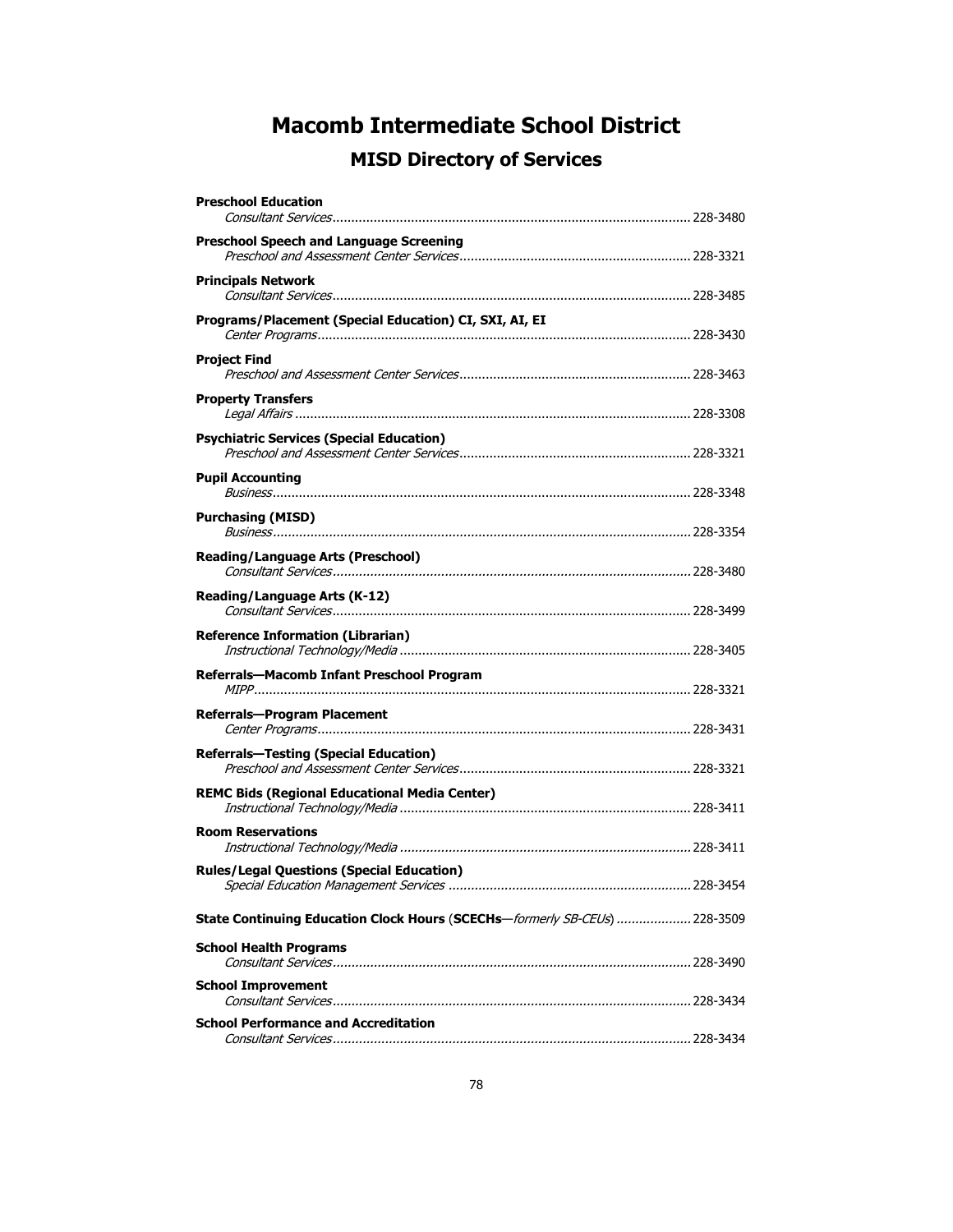# Macomb Intermediate School District

## MISD Directory of Services

**Preschool Education**
*Consultant Services*............................................................................................... 228-3480

**Preschool Speech and Language Screening**
*Preschool and Assessment Center Services*............................................................. 228-3321

**Principals Network**
*Consultant Services*............................................................................................... 228-3485

**Programs/Placement (Special Education) CI, SXI, AI, EI**
*Center Programs*.................................................................................................. 228-3430

**Project Find**
*Preschool and Assessment Center Services*............................................................. 228-3463

**Property Transfers**
*Legal Affairs* ....................................................................................................... 228-3308

**Psychiatric Services (Special Education)**
*Preschool and Assessment Center Services*............................................................. 228-3321

**Pupil Accounting**
*Business*............................................................................................................. 228-3348

**Purchasing (MISD)**
*Business*............................................................................................................. 228-3354

**Reading/Language Arts (Preschool)**
*Consultant Services*............................................................................................... 228-3480

**Reading/Language Arts (K-12)**
*Consultant Services*............................................................................................... 228-3499

**Reference Information (Librarian)**
*Instructional Technology/Media* ............................................................................. 228-3405

**Referrals—Macomb Infant Preschool Program**
*MIPP*................................................................................................................... 228-3321

**Referrals—Program Placement**
*Center Programs*.................................................................................................. 228-3431

**Referrals—Testing (Special Education)**
*Preschool and Assessment Center Services*............................................................. 228-3321

**REMC Bids (Regional Educational Media Center)**
*Instructional Technology/Media* ............................................................................. 228-3411

**Room Reservations**
*Instructional Technology/Media* ............................................................................. 228-3411

**Rules/Legal Questions (Special Education)**
*Special Education Management Services* ................................................................ 228-3454

**State Continuing Education Clock Hours** (**SCECHs**—*formerly SB-CEUs*) ................... 228-3509

**School Health Programs**
*Consultant Services*............................................................................................... 228-3490

**School Improvement**
*Consultant Services*............................................................................................... 228-3434

**School Performance and Accreditation**
*Consultant Services*............................................................................................... 228-3434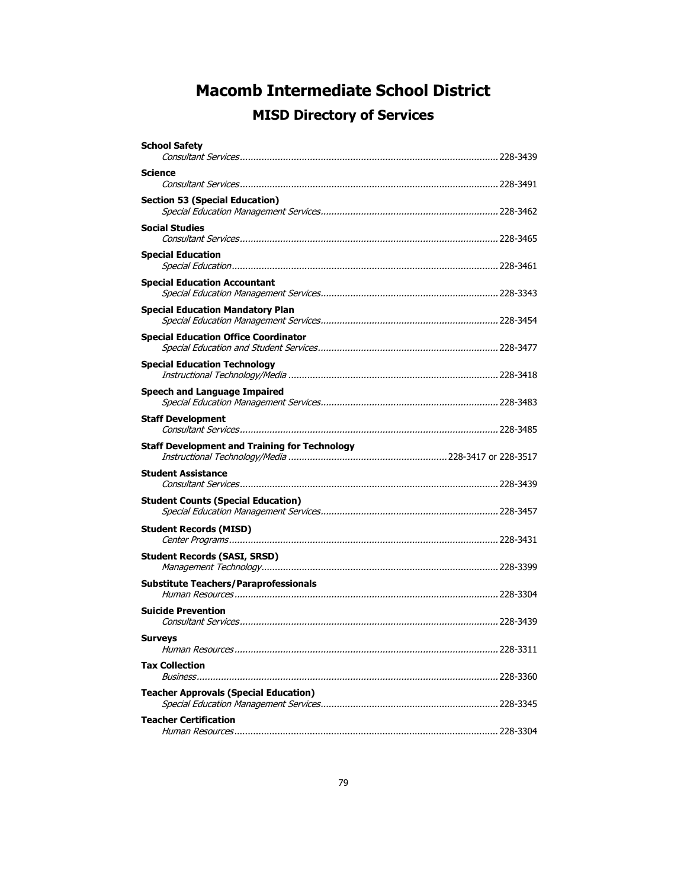# Macomb Intermediate School District

## MISD Directory of Services

**School Safety**
*Consultant Services*............................................................................................... 228-3439

**Science**
*Consultant Services*............................................................................................... 228-3491

**Section 53 (Special Education)**
*Special Education Management Services*................................................................. 228-3462

**Social Studies**
*Consultant Services*............................................................................................... 228-3465

**Special Education**
*Special Education*.................................................................................................. 228-3461

**Special Education Accountant**
*Special Education Management Services*................................................................. 228-3343

**Special Education Mandatory Plan**
*Special Education Management Services*................................................................. 228-3454

**Special Education Office Coordinator**
*Special Education and Student Services*.................................................................. 228-3477

**Special Education Technology**
*Instructional Technology/Media* ............................................................................. 228-3418

**Speech and Language Impaired**
*Special Education Management Services*................................................................. 228-3483

**Staff Development**
*Consultant Services*............................................................................................... 228-3485

**Staff Development and Training for Technology**
*Instructional Technology/Media* ........................................................... 228-3417 or 228-3517

**Student Assistance**
*Consultant Services*............................................................................................... 228-3439

**Student Counts (Special Education)**
*Special Education Management Services*................................................................. 228-3457

**Student Records (MISD)**
*Center Programs*................................................................................................... 228-3431

**Student Records (SASI, SRSD)**
*Management Technology*....................................................................................... 228-3399

**Substitute Teachers/Paraprofessionals**
*Human Resources*................................................................................................. 228-3304

**Suicide Prevention**
*Consultant Services*............................................................................................... 228-3439

**Surveys**
*Human Resources*................................................................................................. 228-3311

**Tax Collection**
*Business*............................................................................................................... 228-3360

**Teacher Approvals (Special Education)**
*Special Education Management Services*................................................................. 228-3345

**Teacher Certification**
*Human Resources*................................................................................................. 228-3304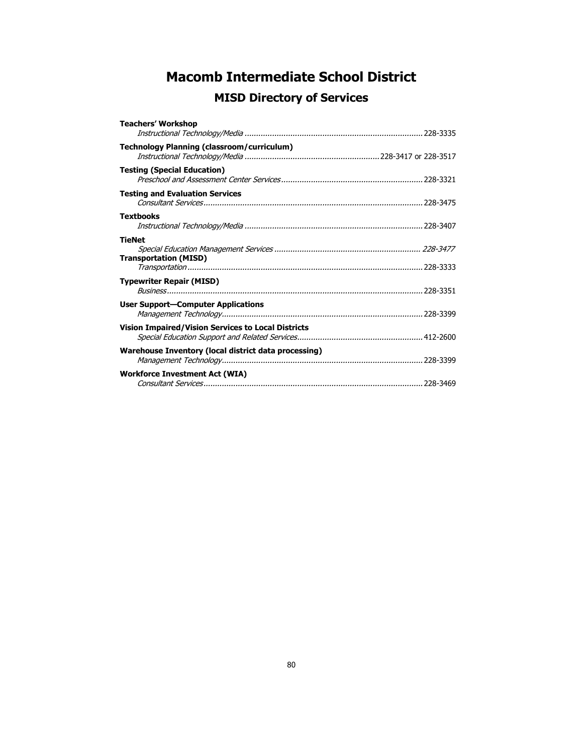# Macomb Intermediate School District

## MISD Directory of Services

**Teachers' Workshop**
*Instructional Technology/Media* ............................................................................. 228-3335

**Technology Planning (classroom/curriculum)**
*Instructional Technology/Media* ........................................................... 228-3417 or 228-3517

**Testing (Special Education)**
*Preschool and Assessment Center Services* ............................................................. 228-3321

**Testing and Evaluation Services**
*Consultant Services* ............................................................................................... 228-3475

**Textbooks**
*Instructional Technology/Media* ............................................................................. 228-3407

**TieNet**
*Special Education Management Services ................................................................ 228-3477*

**Transportation (MISD)**
*Transportation* ...................................................................................................... 228-3333

**Typewriter Repair (MISD)**
*Business* ............................................................................................................... 228-3351

**User Support—Computer Applications**
*Management Technology* ....................................................................................... 228-3399

**Vision Impaired/Vision Services to Local Districts**
*Special Education Support and Related Services* ...................................................... 412-2600

**Warehouse Inventory (local district data processing)**
*Management Technology* ....................................................................................... 228-3399

**Workforce Investment Act (WIA)**
*Consultant Services* ............................................................................................... 228-3469